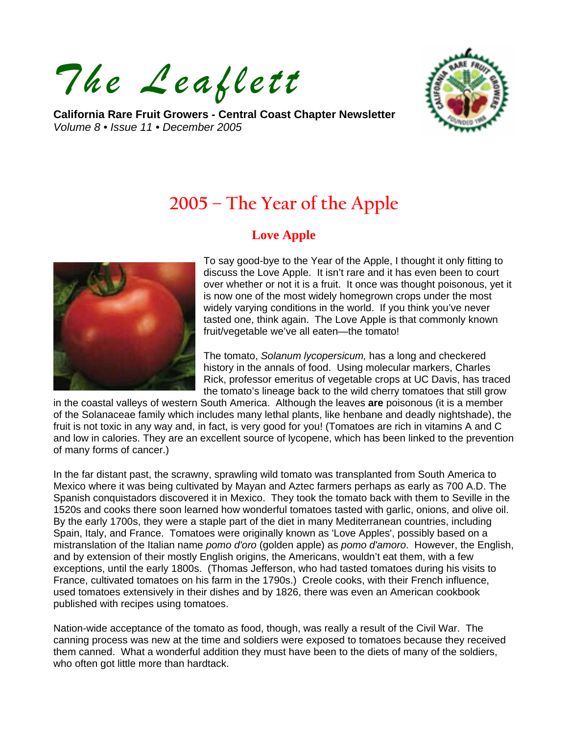# The Leaflett

**California Rare Fruit Growers - Central Coast Chapter Newsletter**
*Volume 8 • Issue 11 • December 2005*

## 2005 – The Year of the Apple

### Love Apple

To say good-bye to the Year of the Apple, I thought it only fitting to discuss the Love Apple. It isn't rare and it has even been to court over whether or not it is a fruit. It once was thought poisonous, yet it is now one of the most widely homegrown crops under the most widely varying conditions in the world. If you think you've never tasted one, think again. The Love Apple is that commonly known fruit/vegetable we've all eaten—the tomato!

The tomato, *Solanum lycopersicum,* has a long and checkered history in the annals of food. Using molecular markers, Charles Rick, professor emeritus of vegetable crops at UC Davis, has traced the tomato's lineage back to the wild cherry tomatoes that still grow in the coastal valleys of western South America. Although the leaves **are** poisonous (it is a member of the Solanaceae family which includes many lethal plants, like henbane and deadly nightshade), the fruit is not toxic in any way and, in fact, is very good for you! (Tomatoes are rich in vitamins A and C and low in calories. They are an excellent source of lycopene, which has been linked to the prevention of many forms of cancer.)

In the far distant past, the scrawny, sprawling wild tomato was transplanted from South America to Mexico where it was being cultivated by Mayan and Aztec farmers perhaps as early as 700 A.D. The Spanish conquistadors discovered it in Mexico. They took the tomato back with them to Seville in the 1520s and cooks there soon learned how wonderful tomatoes tasted with garlic, onions, and olive oil. By the early 1700s, they were a staple part of the diet in many Mediterranean countries, including Spain, Italy, and France. Tomatoes were originally known as 'Love Apples', possibly based on a mistranslation of the Italian name *pomo d'oro* (golden apple) as *pomo d'amoro*. However, the English, and by extension of their mostly English origins, the Americans, wouldn't eat them, with a few exceptions, until the early 1800s. (Thomas Jefferson, who had tasted tomatoes during his visits to France, cultivated tomatoes on his farm in the 1790s.) Creole cooks, with their French influence, used tomatoes extensively in their dishes and by 1826, there was even an American cookbook published with recipes using tomatoes.

Nation-wide acceptance of the tomato as food, though, was really a result of the Civil War. The canning process was new at the time and soldiers were exposed to tomatoes because they received them canned. What a wonderful addition they must have been to the diets of many of the soldiers, who often got little more than hardtack.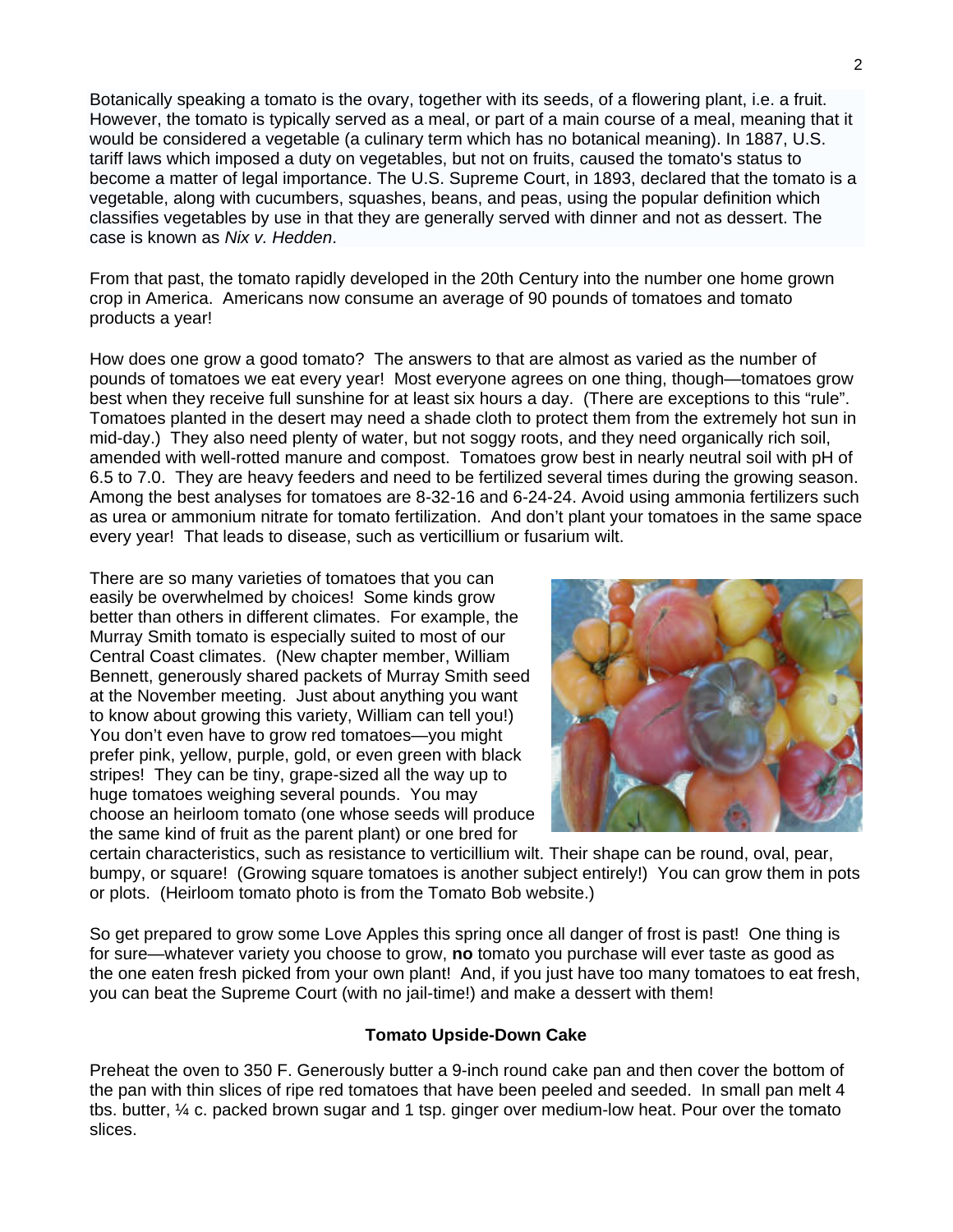Botanically speaking a tomato is the ovary, together with its seeds, of a flowering plant, i.e. a fruit. However, the tomato is typically served as a meal, or part of a main course of a meal, meaning that it would be considered a vegetable (a culinary term which has no botanical meaning). In 1887, U.S. tariff laws which imposed a duty on vegetables, but not on fruits, caused the tomato's status to become a matter of legal importance. The U.S. Supreme Court, in 1893, declared that the tomato is a vegetable, along with cucumbers, squashes, beans, and peas, using the popular definition which classifies vegetables by use in that they are generally served with dinner and not as dessert. The case is known as *Nix v. Hedden*.

From that past, the tomato rapidly developed in the 20th Century into the number one home grown crop in America. Americans now consume an average of 90 pounds of tomatoes and tomato products a year!

How does one grow a good tomato? The answers to that are almost as varied as the number of pounds of tomatoes we eat every year! Most everyone agrees on one thing, though—tomatoes grow best when they receive full sunshine for at least six hours a day. (There are exceptions to this "rule". Tomatoes planted in the desert may need a shade cloth to protect them from the extremely hot sun in mid-day.) They also need plenty of water, but not soggy roots, and they need organically rich soil, amended with well-rotted manure and compost. Tomatoes grow best in nearly neutral soil with pH of 6.5 to 7.0. They are heavy feeders and need to be fertilized several times during the growing season. Among the best analyses for tomatoes are 8-32-16 and 6-24-24. Avoid using ammonia fertilizers such as urea or ammonium nitrate for tomato fertilization. And don't plant your tomatoes in the same space every year! That leads to disease, such as verticillium or fusarium wilt.

There are so many varieties of tomatoes that you can easily be overwhelmed by choices! Some kinds grow better than others in different climates. For example, the Murray Smith tomato is especially suited to most of our Central Coast climates. (New chapter member, William Bennett, generously shared packets of Murray Smith seed at the November meeting. Just about anything you want to know about growing this variety, William can tell you!) You don't even have to grow red tomatoes—you might prefer pink, yellow, purple, gold, or even green with black stripes! They can be tiny, grape-sized all the way up to huge tomatoes weighing several pounds. You may choose an heirloom tomato (one whose seeds will produce the same kind of fruit as the parent plant) or one bred for certain characteristics, such as resistance to verticillium wilt. Their shape can be round, oval, pear, bumpy, or square! (Growing square tomatoes is another subject entirely!) You can grow them in pots or plots. (Heirloom tomato photo is from the Tomato Bob website.)

So get prepared to grow some Love Apples this spring once all danger of frost is past! One thing is for sure—whatever variety you choose to grow, **no** tomato you purchase will ever taste as good as the one eaten fresh picked from your own plant! And, if you just have too many tomatoes to eat fresh, you can beat the Supreme Court (with no jail-time!) and make a dessert with them!

**Tomato Upside-Down Cake**

Preheat the oven to 350 F. Generously butter a 9-inch round cake pan and then cover the bottom of the pan with thin slices of ripe red tomatoes that have been peeled and seeded. In small pan melt 4 tbs. butter, ¼ c. packed brown sugar and 1 tsp. ginger over medium-low heat. Pour over the tomato slices.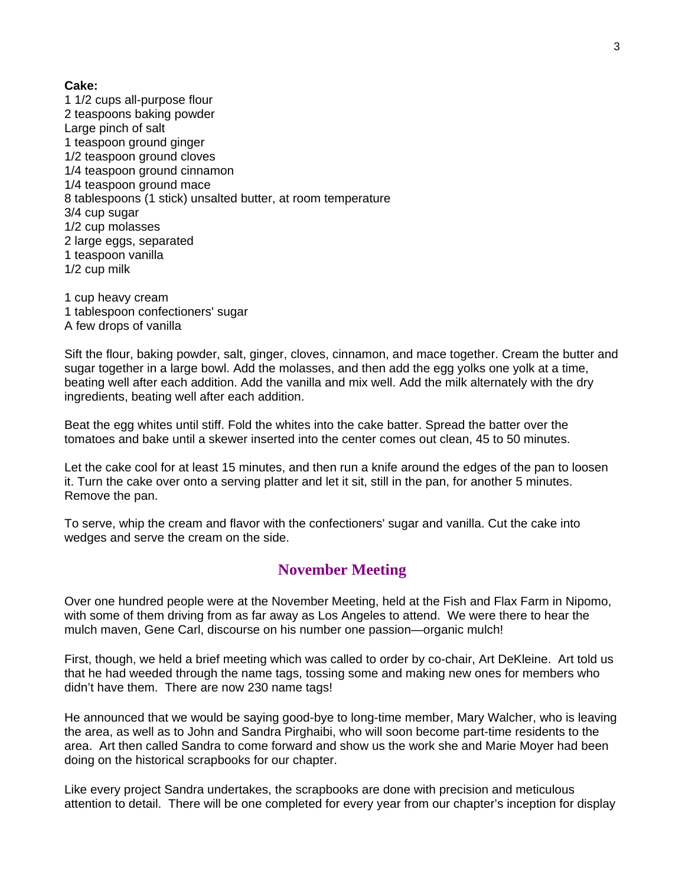**Cake:**

1 1/2 cups all-purpose flour
2 teaspoons baking powder
Large pinch of salt
1 teaspoon ground ginger
1/2 teaspoon ground cloves
1/4 teaspoon ground cinnamon
1/4 teaspoon ground mace
8 tablespoons (1 stick) unsalted butter, at room temperature
3/4 cup sugar
1/2 cup molasses
2 large eggs, separated
1 teaspoon vanilla
1/2 cup milk

1 cup heavy cream
1 tablespoon confectioners' sugar
A few drops of vanilla

Sift the flour, baking powder, salt, ginger, cloves, cinnamon, and mace together. Cream the butter and sugar together in a large bowl. Add the molasses, and then add the egg yolks one yolk at a time, beating well after each addition. Add the vanilla and mix well. Add the milk alternately with the dry ingredients, beating well after each addition.

Beat the egg whites until stiff. Fold the whites into the cake batter. Spread the batter over the tomatoes and bake until a skewer inserted into the center comes out clean, 45 to 50 minutes.

Let the cake cool for at least 15 minutes, and then run a knife around the edges of the pan to loosen it. Turn the cake over onto a serving platter and let it sit, still in the pan, for another 5 minutes. Remove the pan.

To serve, whip the cream and flavor with the confectioners' sugar and vanilla. Cut the cake into wedges and serve the cream on the side.

## November Meeting

Over one hundred people were at the November Meeting, held at the Fish and Flax Farm in Nipomo, with some of them driving from as far away as Los Angeles to attend. We were there to hear the mulch maven, Gene Carl, discourse on his number one passion—organic mulch!

First, though, we held a brief meeting which was called to order by co-chair, Art DeKleine. Art told us that he had weeded through the name tags, tossing some and making new ones for members who didn't have them. There are now 230 name tags!

He announced that we would be saying good-bye to long-time member, Mary Walcher, who is leaving the area, as well as to John and Sandra Pirghaibi, who will soon become part-time residents to the area. Art then called Sandra to come forward and show us the work she and Marie Moyer had been doing on the historical scrapbooks for our chapter.

Like every project Sandra undertakes, the scrapbooks are done with precision and meticulous attention to detail. There will be one completed for every year from our chapter's inception for display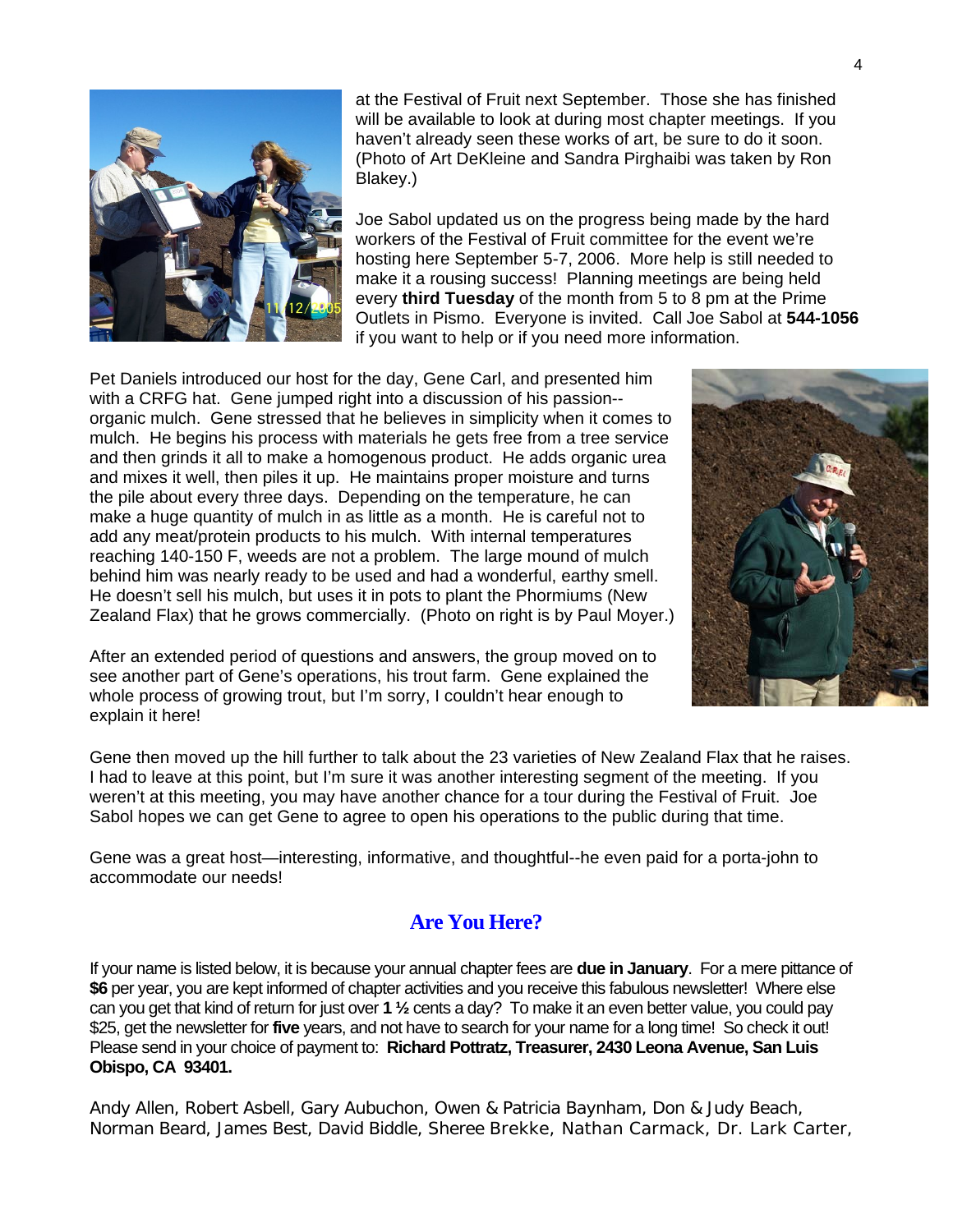at the Festival of Fruit next September. Those she has finished will be available to look at during most chapter meetings. If you haven't already seen these works of art, be sure to do it soon. (Photo of Art DeKleine and Sandra Pirghaibi was taken by Ron Blakey.)

Joe Sabol updated us on the progress being made by the hard workers of the Festival of Fruit committee for the event we're hosting here September 5-7, 2006. More help is still needed to make it a rousing success! Planning meetings are being held every **third Tuesday** of the month from 5 to 8 pm at the Prime Outlets in Pismo. Everyone is invited. Call Joe Sabol at **544-1056** if you want to help or if you need more information.

Pet Daniels introduced our host for the day, Gene Carl, and presented him with a CRFG hat. Gene jumped right into a discussion of his passion--organic mulch. Gene stressed that he believes in simplicity when it comes to mulch. He begins his process with materials he gets free from a tree service and then grinds it all to make a homogenous product. He adds organic urea and mixes it well, then piles it up. He maintains proper moisture and turns the pile about every three days. Depending on the temperature, he can make a huge quantity of mulch in as little as a month. He is careful not to add any meat/protein products to his mulch. With internal temperatures reaching 140-150 F, weeds are not a problem. The large mound of mulch behind him was nearly ready to be used and had a wonderful, earthy smell. He doesn't sell his mulch, but uses it in pots to plant the Phormiums (New Zealand Flax) that he grows commercially. (Photo on right is by Paul Moyer.)

After an extended period of questions and answers, the group moved on to see another part of Gene's operations, his trout farm. Gene explained the whole process of growing trout, but I'm sorry, I couldn't hear enough to explain it here!

Gene then moved up the hill further to talk about the 23 varieties of New Zealand Flax that he raises. I had to leave at this point, but I'm sure it was another interesting segment of the meeting. If you weren't at this meeting, you may have another chance for a tour during the Festival of Fruit. Joe Sabol hopes we can get Gene to agree to open his operations to the public during that time.

Gene was a great host—interesting, informative, and thoughtful--he even paid for a porta-john to accommodate our needs!

## Are You Here?

If your name is listed below, it is because your annual chapter fees are **due in January**. For a mere pittance of **$6** per year, you are kept informed of chapter activities and you receive this fabulous newsletter! Where else can you get that kind of return for just over **1 ½** cents a day? To make it an even better value, you could pay $25, get the newsletter for **five** years, and not have to search for your name for a long time! So check it out! Please send in your choice of payment to: **Richard Pottratz, Treasurer, 2430 Leona Avenue, San Luis Obispo, CA 93401.**

Andy Allen, Robert Asbell, Gary Aubuchon, Owen & Patricia Baynham, Don & Judy Beach, Norman Beard, James Best, David Biddle, Sheree Brekke, Nathan Carmack, Dr. Lark Carter,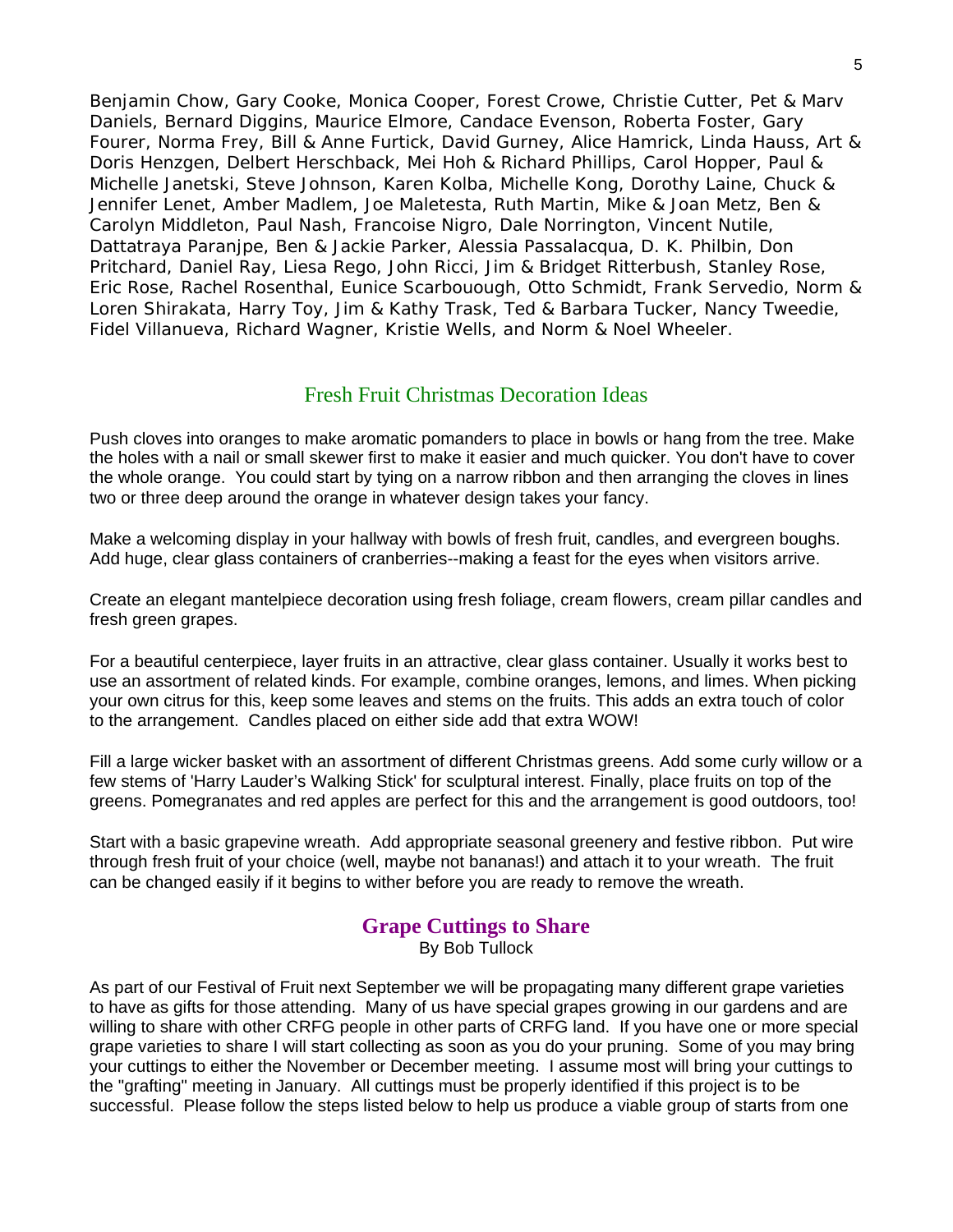Benjamin Chow, Gary Cooke, Monica Cooper, Forest Crowe, Christie Cutter, Pet & Marv Daniels, Bernard Diggins, Maurice Elmore, Candace Evenson, Roberta Foster, Gary Fourer, Norma Frey, Bill & Anne Furtick, David Gurney, Alice Hamrick, Linda Hauss, Art & Doris Henzgen, Delbert Herschback, Mei Hoh & Richard Phillips, Carol Hopper, Paul & Michelle Janetski, Steve Johnson, Karen Kolba, Michelle Kong, Dorothy Laine, Chuck & Jennifer Lenet, Amber Madlem, Joe Maletesta, Ruth Martin, Mike & Joan Metz, Ben & Carolyn Middleton, Paul Nash, Francoise Nigro, Dale Norrington, Vincent Nutile, Dattatraya Paranjpe, Ben & Jackie Parker, Alessia Passalacqua, D. K. Philbin, Don Pritchard, Daniel Ray, Liesa Rego, John Ricci, Jim & Bridget Ritterbush, Stanley Rose, Eric Rose, Rachel Rosenthal, Eunice Scarbouough, Otto Schmidt, Frank Servedio, Norm & Loren Shirakata, Harry Toy, Jim & Kathy Trask, Ted & Barbara Tucker, Nancy Tweedie, Fidel Villanueva, Richard Wagner, Kristie Wells, and Norm & Noel Wheeler.

## Fresh Fruit Christmas Decoration Ideas

Push cloves into oranges to make aromatic pomanders to place in bowls or hang from the tree. Make the holes with a nail or small skewer first to make it easier and much quicker. You don't have to cover the whole orange. You could start by tying on a narrow ribbon and then arranging the cloves in lines two or three deep around the orange in whatever design takes your fancy.

Make a welcoming display in your hallway with bowls of fresh fruit, candles, and evergreen boughs. Add huge, clear glass containers of cranberries--making a feast for the eyes when visitors arrive.

Create an elegant mantelpiece decoration using fresh foliage, cream flowers, cream pillar candles and fresh green grapes.

For a beautiful centerpiece, layer fruits in an attractive, clear glass container. Usually it works best to use an assortment of related kinds. For example, combine oranges, lemons, and limes. When picking your own citrus for this, keep some leaves and stems on the fruits. This adds an extra touch of color to the arrangement. Candles placed on either side add that extra WOW!

Fill a large wicker basket with an assortment of different Christmas greens. Add some curly willow or a few stems of 'Harry Lauder's Walking Stick' for sculptural interest. Finally, place fruits on top of the greens. Pomegranates and red apples are perfect for this and the arrangement is good outdoors, too!

Start with a basic grapevine wreath. Add appropriate seasonal greenery and festive ribbon. Put wire through fresh fruit of your choice (well, maybe not bananas!) and attach it to your wreath. The fruit can be changed easily if it begins to wither before you are ready to remove the wreath.

## Grape Cuttings to Share

By Bob Tullock

As part of our Festival of Fruit next September we will be propagating many different grape varieties to have as gifts for those attending. Many of us have special grapes growing in our gardens and are willing to share with other CRFG people in other parts of CRFG land. If you have one or more special grape varieties to share I will start collecting as soon as you do your pruning. Some of you may bring your cuttings to either the November or December meeting. I assume most will bring your cuttings to the "grafting" meeting in January. All cuttings must be properly identified if this project is to be successful. Please follow the steps listed below to help us produce a viable group of starts from one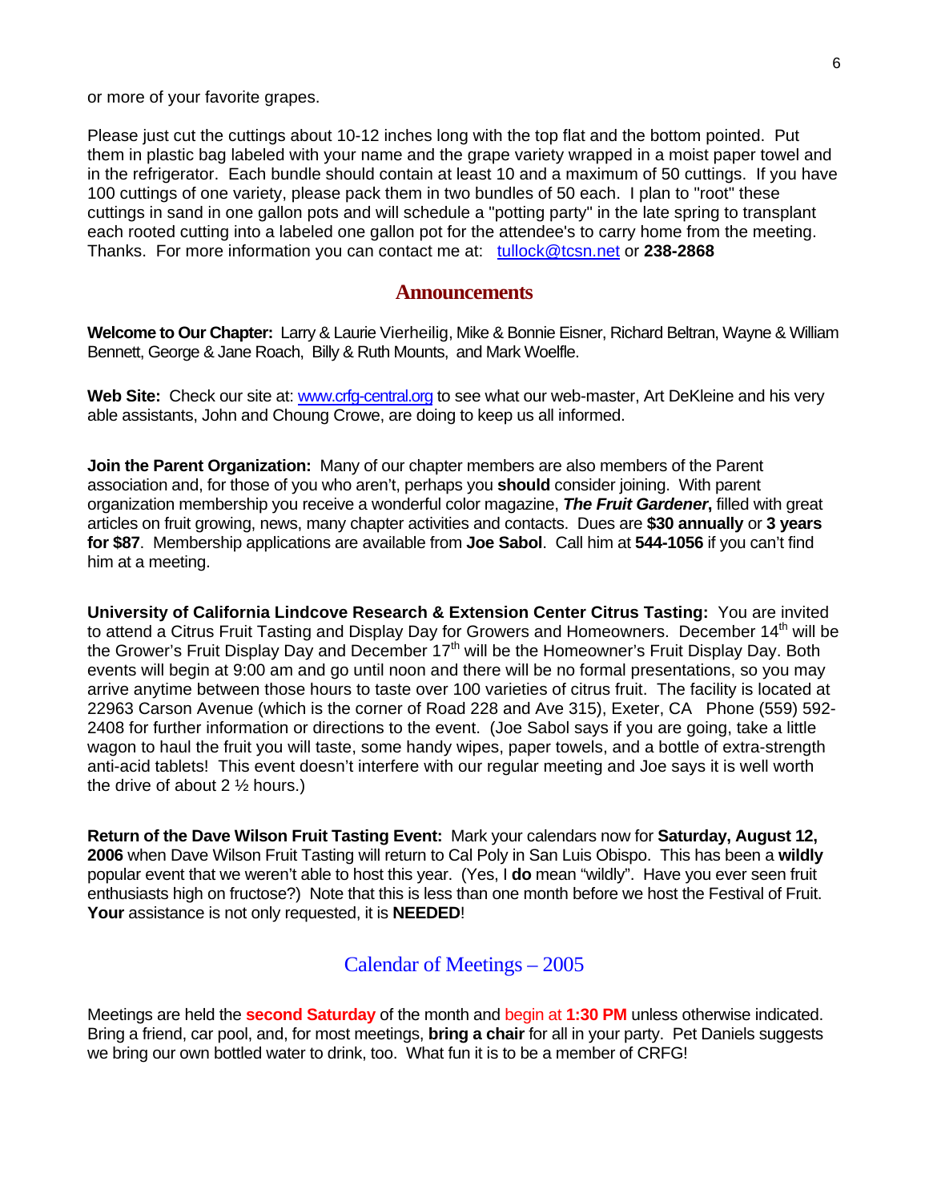or more of your favorite grapes.

Please just cut the cuttings about 10-12 inches long with the top flat and the bottom pointed. Put them in plastic bag labeled with your name and the grape variety wrapped in a moist paper towel and in the refrigerator. Each bundle should contain at least 10 and a maximum of 50 cuttings. If you have 100 cuttings of one variety, please pack them in two bundles of 50 each. I plan to "root" these cuttings in sand in one gallon pots and will schedule a "potting party" in the late spring to transplant each rooted cutting into a labeled one gallon pot for the attendee's to carry home from the meeting. Thanks. For more information you can contact me at: tullock@tcsn.net or **238-2868**

## Announcements

**Welcome to Our Chapter:** Larry & Laurie Vierheilig, Mike & Bonnie Eisner, Richard Beltran, Wayne & William Bennett, George & Jane Roach, Billy & Ruth Mounts, and Mark Woelfle.

**Web Site:** Check our site at: www.crfg-central.org to see what our web-master, Art DeKleine and his very able assistants, John and Choung Crowe, are doing to keep us all informed.

**Join the Parent Organization:** Many of our chapter members are also members of the Parent association and, for those of you who aren't, perhaps you **should** consider joining. With parent organization membership you receive a wonderful color magazine, ***The Fruit Gardener*****,** filled with great articles on fruit growing, news, many chapter activities and contacts. Dues are **$30 annually** or **3 years for $87**. Membership applications are available from **Joe Sabol**. Call him at **544-1056** if you can't find him at a meeting.

**University of California Lindcove Research & Extension Center Citrus Tasting:** You are invited to attend a Citrus Fruit Tasting and Display Day for Growers and Homeowners. December 14th will be the Grower's Fruit Display Day and December 17th will be the Homeowner's Fruit Display Day. Both events will begin at 9:00 am and go until noon and there will be no formal presentations, so you may arrive anytime between those hours to taste over 100 varieties of citrus fruit. The facility is located at 22963 Carson Avenue (which is the corner of Road 228 and Ave 315), Exeter, CA Phone (559) 592-2408 for further information or directions to the event. (Joe Sabol says if you are going, take a little wagon to haul the fruit you will taste, some handy wipes, paper towels, and a bottle of extra-strength anti-acid tablets! This event doesn't interfere with our regular meeting and Joe says it is well worth the drive of about 2 ½ hours.)

**Return of the Dave Wilson Fruit Tasting Event:** Mark your calendars now for **Saturday, August 12, 2006** when Dave Wilson Fruit Tasting will return to Cal Poly in San Luis Obispo. This has been a **wildly** popular event that we weren't able to host this year. (Yes, I **do** mean "wildly". Have you ever seen fruit enthusiasts high on fructose?) Note that this is less than one month before we host the Festival of Fruit. **Your** assistance is not only requested, it is **NEEDED**!

## Calendar of Meetings – 2005

Meetings are held the **second Saturday** of the month and begin at **1:30 PM** unless otherwise indicated. Bring a friend, car pool, and, for most meetings, **bring a chair** for all in your party. Pet Daniels suggests we bring our own bottled water to drink, too. What fun it is to be a member of CRFG!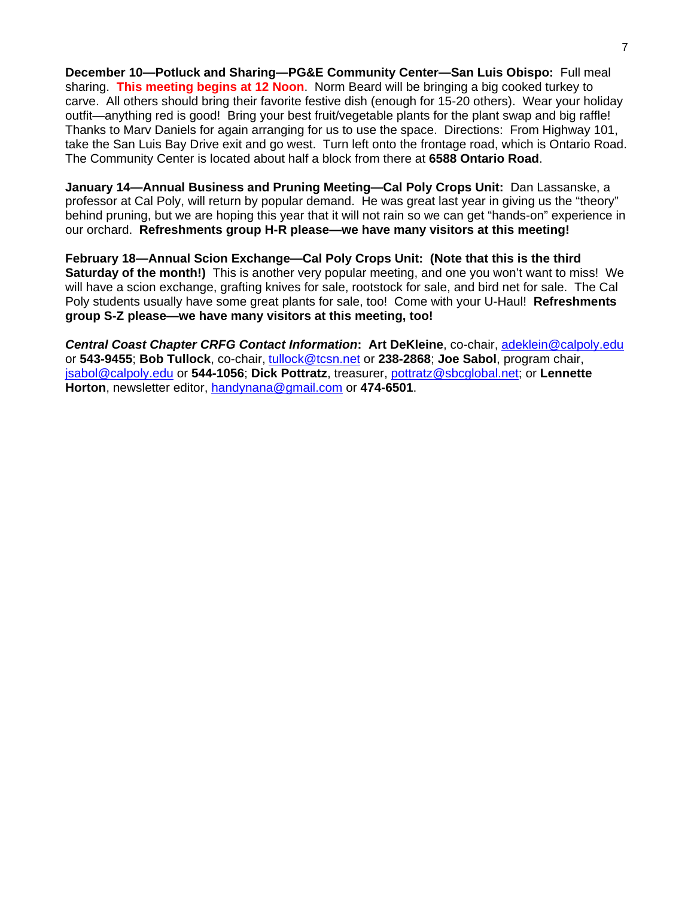**December 10—Potluck and Sharing—PG&E Community Center—San Luis Obispo:** Full meal sharing. **This meeting begins at 12 Noon**. Norm Beard will be bringing a big cooked turkey to carve. All others should bring their favorite festive dish (enough for 15-20 others). Wear your holiday outfit—anything red is good! Bring your best fruit/vegetable plants for the plant swap and big raffle! Thanks to Marv Daniels for again arranging for us to use the space. Directions: From Highway 101, take the San Luis Bay Drive exit and go west. Turn left onto the frontage road, which is Ontario Road. The Community Center is located about half a block from there at **6588 Ontario Road**.

**January 14—Annual Business and Pruning Meeting—Cal Poly Crops Unit:** Dan Lassanske, a professor at Cal Poly, will return by popular demand. He was great last year in giving us the "theory" behind pruning, but we are hoping this year that it will not rain so we can get "hands-on" experience in our orchard. **Refreshments group H-R please—we have many visitors at this meeting!**

**February 18—Annual Scion Exchange—Cal Poly Crops Unit: (Note that this is the third Saturday of the month!)** This is another very popular meeting, and one you won't want to miss! We will have a scion exchange, grafting knives for sale, rootstock for sale, and bird net for sale. The Cal Poly students usually have some great plants for sale, too! Come with your U-Haul! **Refreshments group S-Z please—we have many visitors at this meeting, too!**

***Central Coast Chapter CRFG Contact Information*: Art DeKleine**, co-chair, adeklein@calpoly.edu or **543-9455**; **Bob Tullock**, co-chair, tullock@tcsn.net or **238-2868**; **Joe Sabol**, program chair, jsabol@calpoly.edu or **544-1056**; **Dick Pottratz**, treasurer, pottratz@sbcglobal.net; or **Lennette Horton**, newsletter editor, handynana@gmail.com or **474-6501**.